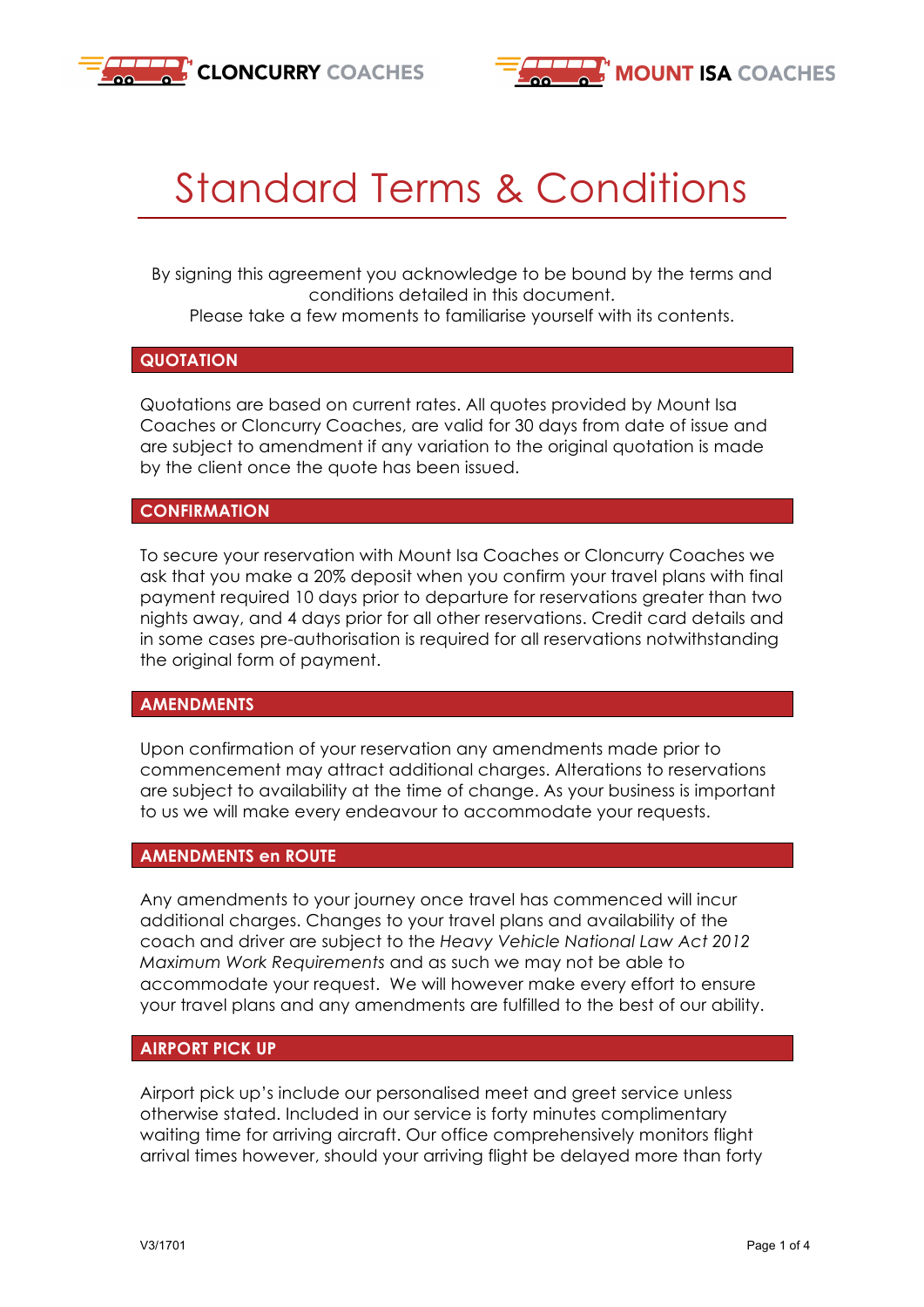**CLONCURRY COACHES** **MOUNT ISA COACHES**

# Standard Terms & Conditions

By signing this agreement you acknowledge to be bound by the terms and conditions detailed in this document.
Please take a few moments to familiarise yourself with its contents.

## QUOTATION

Quotations are based on current rates. All quotes provided by Mount Isa Coaches or Cloncurry Coaches, are valid for 30 days from date of issue and are subject to amendment if any variation to the original quotation is made by the client once the quote has been issued.

## CONFIRMATION

To secure your reservation with Mount Isa Coaches or Cloncurry Coaches we ask that you make a 20% deposit when you confirm your travel plans with final payment required 10 days prior to departure for reservations greater than two nights away, and 4 days prior for all other reservations. Credit card details and in some cases pre-authorisation is required for all reservations notwithstanding the original form of payment.

## AMENDMENTS

Upon confirmation of your reservation any amendments made prior to commencement may attract additional charges. Alterations to reservations are subject to availability at the time of change. As your business is important to us we will make every endeavour to accommodate your requests.

## AMENDMENTS en ROUTE

Any amendments to your journey once travel has commenced will incur additional charges. Changes to your travel plans and availability of the coach and driver are subject to the *Heavy Vehicle National Law Act 2012 Maximum Work Requirements* and as such we may not be able to accommodate your request. We will however make every effort to ensure your travel plans and any amendments are fulfilled to the best of our ability.

## AIRPORT PICK UP

Airport pick up's include our personalised meet and greet service unless otherwise stated. Included in our service is forty minutes complimentary waiting time for arriving aircraft. Our office comprehensively monitors flight arrival times however, should your arriving flight be delayed more than forty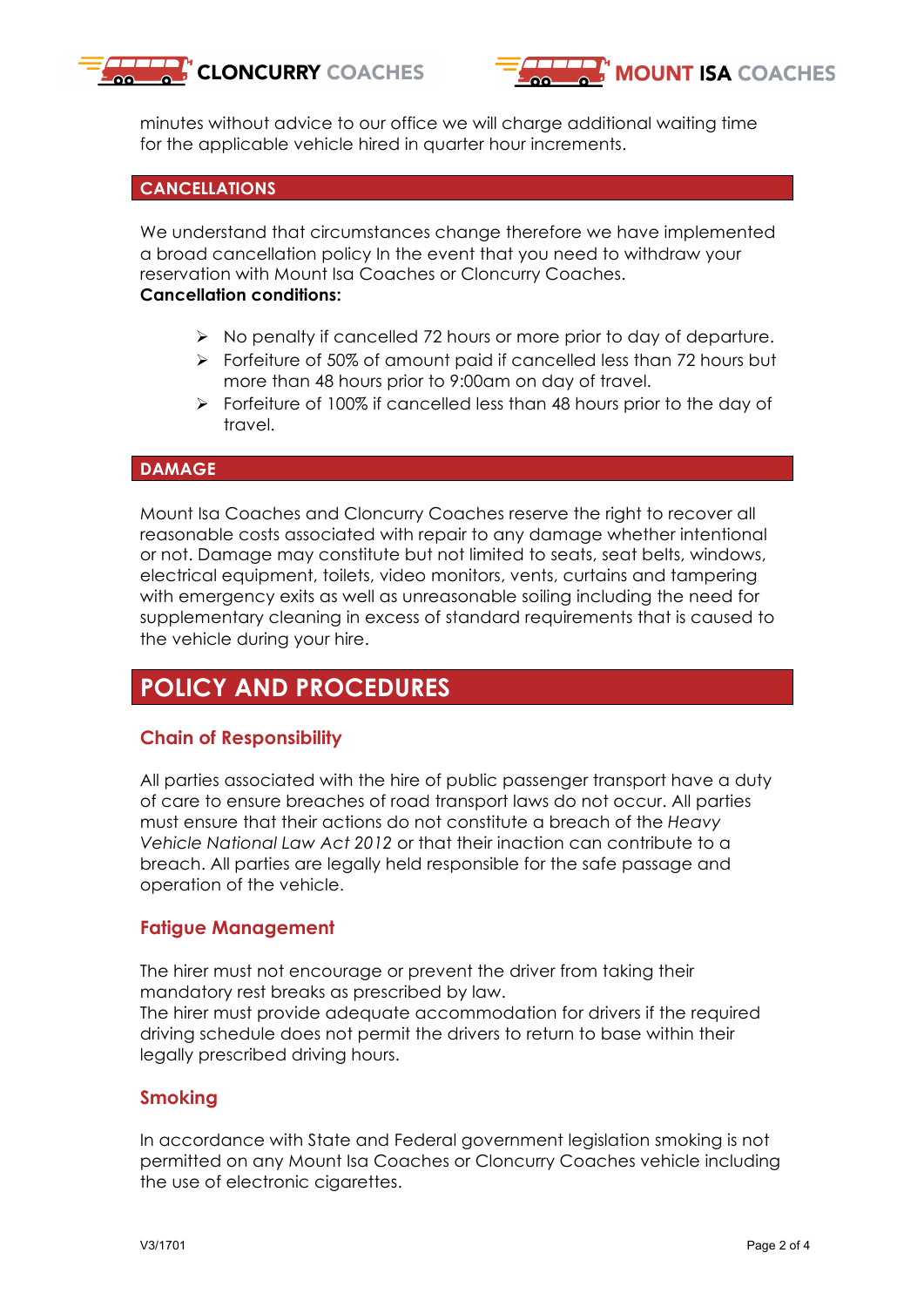minutes without advice to our office we will charge additional waiting time for the applicable vehicle hired in quarter hour increments.

## CANCELLATIONS

We understand that circumstances change therefore we have implemented a broad cancellation policy In the event that you need to withdraw your reservation with Mount Isa Coaches or Cloncurry Coaches.
**Cancellation conditions:**

- No penalty if cancelled 72 hours or more prior to day of departure.
- Forfeiture of 50% of amount paid if cancelled less than 72 hours but more than 48 hours prior to 9:00am on day of travel.
- Forfeiture of 100% if cancelled less than 48 hours prior to the day of travel.

## DAMAGE

Mount Isa Coaches and Cloncurry Coaches reserve the right to recover all reasonable costs associated with repair to any damage whether intentional or not. Damage may constitute but not limited to seats, seat belts, windows, electrical equipment, toilets, video monitors, vents, curtains and tampering with emergency exits as well as unreasonable soiling including the need for supplementary cleaning in excess of standard requirements that is caused to the vehicle during your hire.

# POLICY AND PROCEDURES

### Chain of Responsibility

All parties associated with the hire of public passenger transport have a duty of care to ensure breaches of road transport laws do not occur. All parties must ensure that their actions do not constitute a breach of the *Heavy Vehicle National Law Act 2012* or that their inaction can contribute to a breach. All parties are legally held responsible for the safe passage and operation of the vehicle.

### Fatigue Management

The hirer must not encourage or prevent the driver from taking their mandatory rest breaks as prescribed by law.
The hirer must provide adequate accommodation for drivers if the required driving schedule does not permit the drivers to return to base within their legally prescribed driving hours.

### Smoking

In accordance with State and Federal government legislation smoking is not permitted on any Mount Isa Coaches or Cloncurry Coaches vehicle including the use of electronic cigarettes.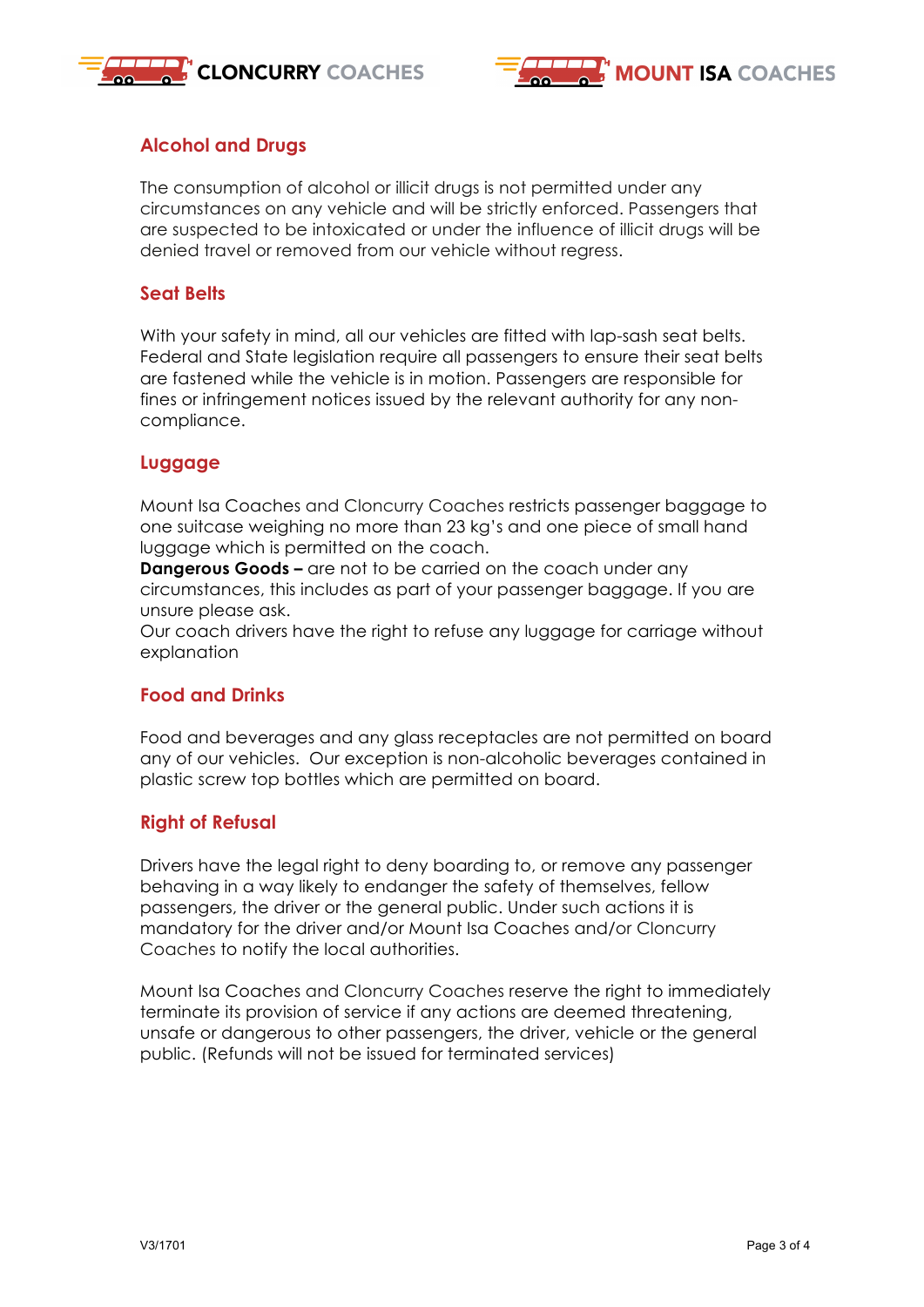## Alcohol and Drugs

The consumption of alcohol or illicit drugs is not permitted under any circumstances on any vehicle and will be strictly enforced. Passengers that are suspected to be intoxicated or under the influence of illicit drugs will be denied travel or removed from our vehicle without regress.

## Seat Belts

With your safety in mind, all our vehicles are fitted with lap-sash seat belts. Federal and State legislation require all passengers to ensure their seat belts are fastened while the vehicle is in motion. Passengers are responsible for fines or infringement notices issued by the relevant authority for any non-compliance.

## Luggage

Mount Isa Coaches and Cloncurry Coaches restricts passenger baggage to one suitcase weighing no more than 23 kg's and one piece of small hand luggage which is permitted on the coach.
**Dangerous Goods –** are not to be carried on the coach under any circumstances, this includes as part of your passenger baggage. If you are unsure please ask.
Our coach drivers have the right to refuse any luggage for carriage without explanation

## Food and Drinks

Food and beverages and any glass receptacles are not permitted on board any of our vehicles. Our exception is non-alcoholic beverages contained in plastic screw top bottles which are permitted on board.

## Right of Refusal

Drivers have the legal right to deny boarding to, or remove any passenger behaving in a way likely to endanger the safety of themselves, fellow passengers, the driver or the general public. Under such actions it is mandatory for the driver and/or Mount Isa Coaches and/or Cloncurry Coaches to notify the local authorities.

Mount Isa Coaches and Cloncurry Coaches reserve the right to immediately terminate its provision of service if any actions are deemed threatening, unsafe or dangerous to other passengers, the driver, vehicle or the general public. (Refunds will not be issued for terminated services)

V3/1701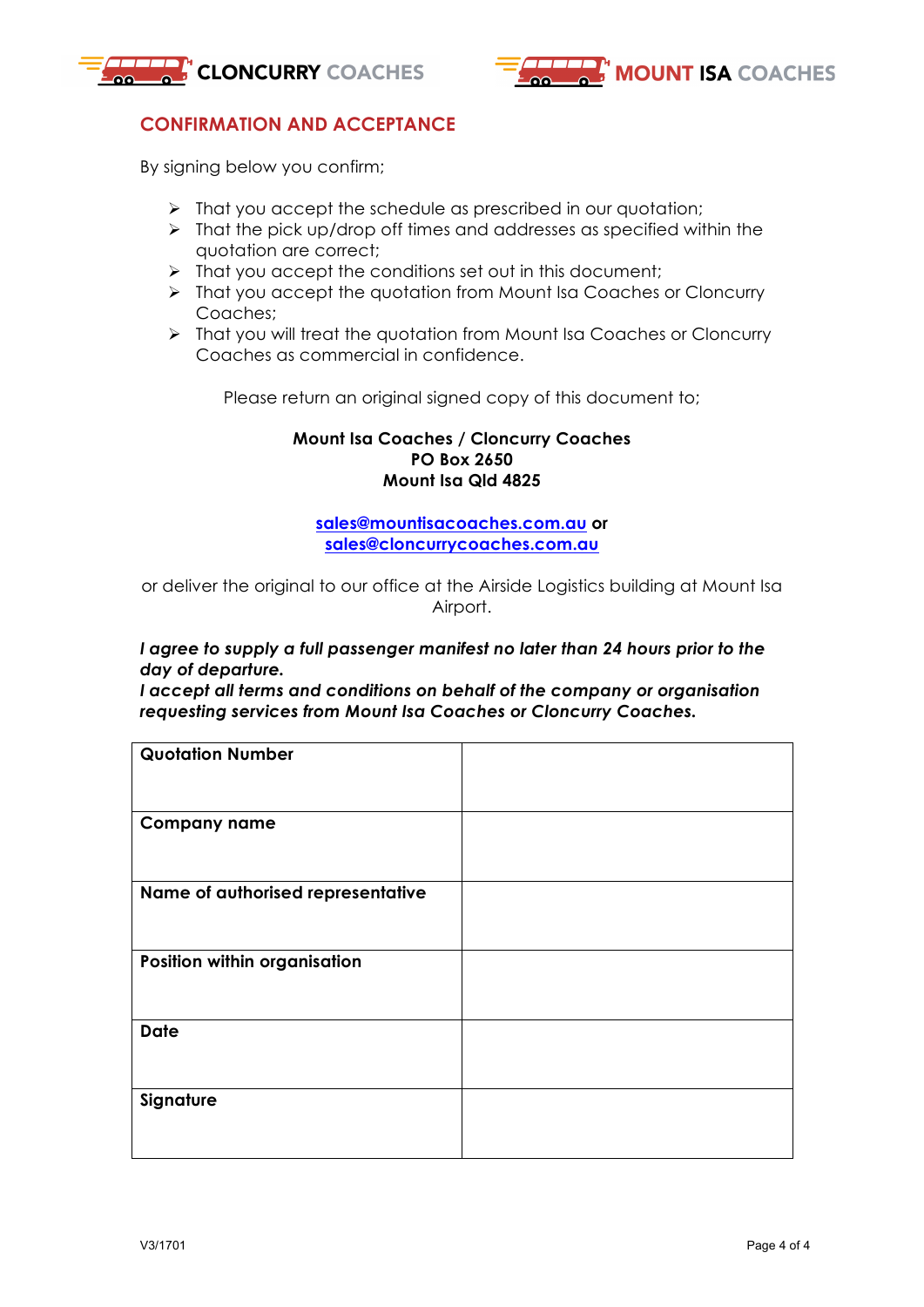## CONFIRMATION AND ACCEPTANCE

By signing below you confirm;

- That you accept the schedule as prescribed in our quotation;
- That the pick up/drop off times and addresses as specified within the quotation are correct;
- That you accept the conditions set out in this document;
- That you accept the quotation from Mount Isa Coaches or Cloncurry Coaches;
- That you will treat the quotation from Mount Isa Coaches or Cloncurry Coaches as commercial in confidence.

Please return an original signed copy of this document to;

**Mount Isa Coaches / Cloncurry Coaches**
**PO Box 2650**
**Mount Isa Qld 4825**

**sales@mountisacoaches.com.au or**
**sales@cloncurrycoaches.com.au**

or deliver the original to our office at the Airside Logistics building at Mount Isa Airport.

***I agree to supply a full passenger manifest no later than 24 hours prior to the day of departure.***
***I accept all terms and conditions on behalf of the company or organisation requesting services from Mount Isa Coaches or Cloncurry Coaches.***

| | |
|---|---|
| **Quotation Number** | |
| **Company name** | |
| **Name of authorised representative** | |
| **Position within organisation** | |
| **Date** | |
| **Signature** | |

V3/1701